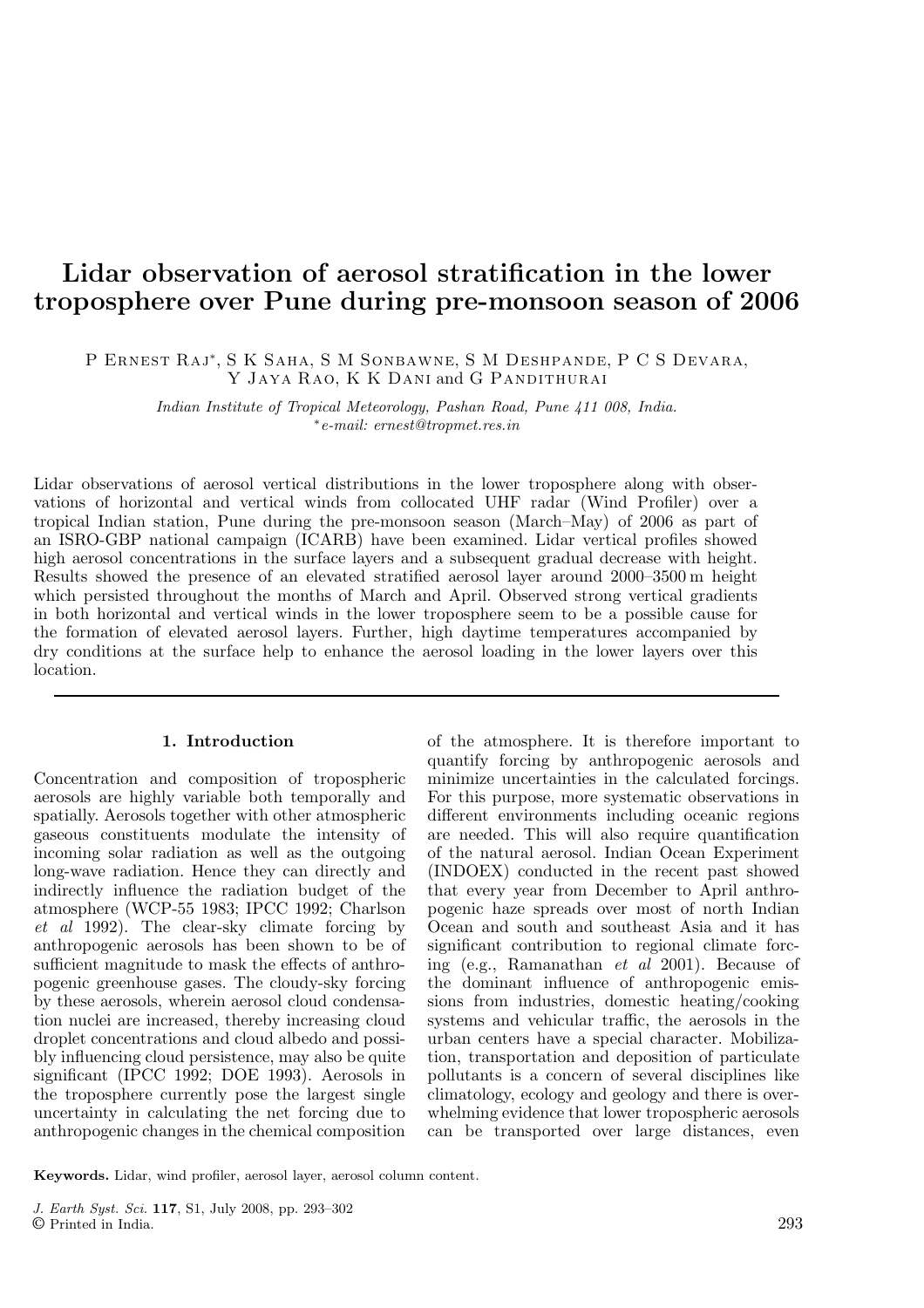# Lidar observation of aerosol stratification in the lower troposphere over Pune during pre-monsoon season of 2006

P Ernest Raj*, S K Saha, S M Sonbawne, S M Deshpande, P C S Devara, Y Jaya Rao, K K Dani and G Pandithurai

*Indian Institute of Tropical Meteorology, Pashan Road, Pune 411 008, India.*
*e-mail: ernest@tropmet.res.in

Lidar observations of aerosol vertical distributions in the lower troposphere along with observations of horizontal and vertical winds from collocated UHF radar (Wind Profiler) over a tropical Indian station, Pune during the pre-monsoon season (March–May) of 2006 as part of an ISRO-GBP national campaign (ICARB) have been examined. Lidar vertical profiles showed high aerosol concentrations in the surface layers and a subsequent gradual decrease with height. Results showed the presence of an elevated stratified aerosol layer around 2000–3500 m height which persisted throughout the months of March and April. Observed strong vertical gradients in both horizontal and vertical winds in the lower troposphere seem to be a possible cause for the formation of elevated aerosol layers. Further, high daytime temperatures accompanied by dry conditions at the surface help to enhance the aerosol loading in the lower layers over this location.

## 1. Introduction

Concentration and composition of tropospheric aerosols are highly variable both temporally and spatially. Aerosols together with other atmospheric gaseous constituents modulate the intensity of incoming solar radiation as well as the outgoing long-wave radiation. Hence they can directly and indirectly influence the radiation budget of the atmosphere (WCP-55 1983; IPCC 1992; Charlson *et al* 1992). The clear-sky climate forcing by anthropogenic aerosols has been shown to be of sufficient magnitude to mask the effects of anthropogenic greenhouse gases. The cloudy-sky forcing by these aerosols, wherein aerosol cloud condensation nuclei are increased, thereby increasing cloud droplet concentrations and cloud albedo and possibly influencing cloud persistence, may also be quite significant (IPCC 1992; DOE 1993). Aerosols in the troposphere currently pose the largest single uncertainty in calculating the net forcing due to anthropogenic changes in the chemical composition of the atmosphere. It is therefore important to quantify forcing by anthropogenic aerosols and minimize uncertainties in the calculated forcings. For this purpose, more systematic observations in different environments including oceanic regions are needed. This will also require quantification of the natural aerosol. Indian Ocean Experiment (INDOEX) conducted in the recent past showed that every year from December to April anthropogenic haze spreads over most of north Indian Ocean and south and southeast Asia and it has significant contribution to regional climate forcing (e.g., Ramanathan *et al* 2001). Because of the dominant influence of anthropogenic emissions from industries, domestic heating/cooking systems and vehicular traffic, the aerosols in the urban centers have a special character. Mobilization, transportation and deposition of particulate pollutants is a concern of several disciplines like climatology, ecology and geology and there is overwhelming evidence that lower tropospheric aerosols can be transported over large distances, even

**Keywords.** Lidar, wind profiler, aerosol layer, aerosol column content.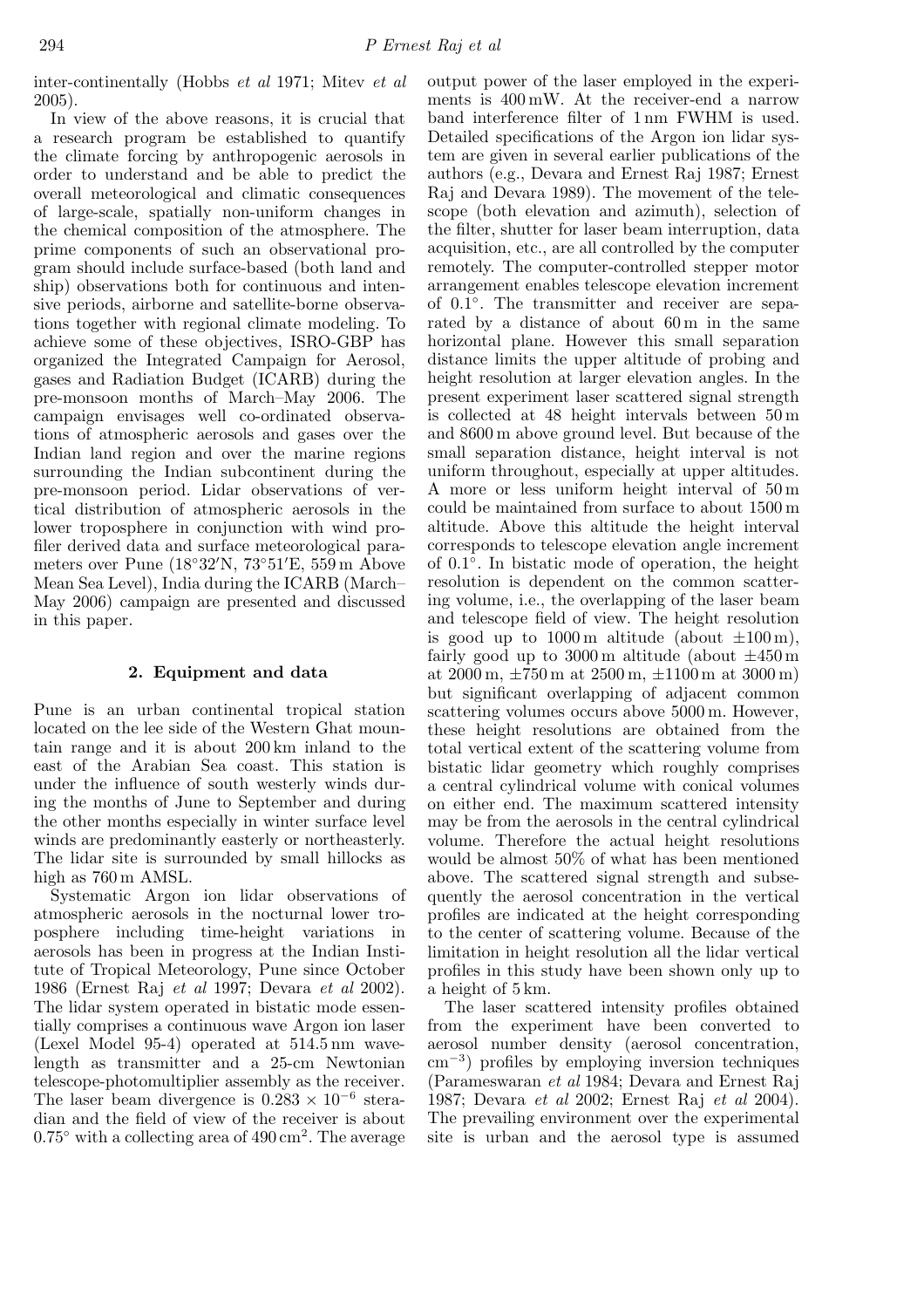inter-continentally (Hobbs *et al* 1971; Mitev *et al* 2005).

In view of the above reasons, it is crucial that a research program be established to quantify the climate forcing by anthropogenic aerosols in order to understand and be able to predict the overall meteorological and climatic consequences of large-scale, spatially non-uniform changes in the chemical composition of the atmosphere. The prime components of such an observational program should include surface-based (both land and ship) observations both for continuous and intensive periods, airborne and satellite-borne observations together with regional climate modeling. To achieve some of these objectives, ISRO-GBP has organized the Integrated Campaign for Aerosol, gases and Radiation Budget (ICARB) during the pre-monsoon months of March–May 2006. The campaign envisages well co-ordinated observations of atmospheric aerosols and gases over the Indian land region and over the marine regions surrounding the Indian subcontinent during the pre-monsoon period. Lidar observations of vertical distribution of atmospheric aerosols in the lower troposphere in conjunction with wind profiler derived data and surface meteorological parameters over Pune (18°32′N, 73°51′E, 559 m Above Mean Sea Level), India during the ICARB (March–May 2006) campaign are presented and discussed in this paper.

## 2. Equipment and data

Pune is an urban continental tropical station located on the lee side of the Western Ghat mountain range and it is about 200 km inland to the east of the Arabian Sea coast. This station is under the influence of south westerly winds during the months of June to September and during the other months especially in winter surface level winds are predominantly easterly or northeasterly. The lidar site is surrounded by small hillocks as high as 760 m AMSL.

Systematic Argon ion lidar observations of atmospheric aerosols in the nocturnal lower troposphere including time-height variations in aerosols has been in progress at the Indian Institute of Tropical Meteorology, Pune since October 1986 (Ernest Raj *et al* 1997; Devara *et al* 2002). The lidar system operated in bistatic mode essentially comprises a continuous wave Argon ion laser (Lexel Model 95-4) operated at 514.5 nm wavelength as transmitter and a 25-cm Newtonian telescope-photomultiplier assembly as the receiver. The laser beam divergence is $0.283 \times 10^{-6}$ steradian and the field of view of the receiver is about 0.75° with a collecting area of 490 cm$^2$. The average output power of the laser employed in the experiments is 400 mW. At the receiver-end a narrow band interference filter of 1 nm FWHM is used. Detailed specifications of the Argon ion lidar system are given in several earlier publications of the authors (e.g., Devara and Ernest Raj 1987; Ernest Raj and Devara 1989). The movement of the telescope (both elevation and azimuth), selection of the filter, shutter for laser beam interruption, data acquisition, etc., are all controlled by the computer remotely. The computer-controlled stepper motor arrangement enables telescope elevation increment of 0.1°. The transmitter and receiver are separated by a distance of about 60 m in the same horizontal plane. However this small separation distance limits the upper altitude of probing and height resolution at larger elevation angles. In the present experiment laser scattered signal strength is collected at 48 height intervals between 50 m and 8600 m above ground level. But because of the small separation distance, height interval is not uniform throughout, especially at upper altitudes. A more or less uniform height interval of 50 m could be maintained from surface to about 1500 m altitude. Above this altitude the height interval corresponds to telescope elevation angle increment of 0.1°. In bistatic mode of operation, the height resolution is dependent on the common scattering volume, i.e., the overlapping of the laser beam and telescope field of view. The height resolution is good up to 1000 m altitude (about ±100 m), fairly good up to 3000 m altitude (about ±450 m at 2000 m, ±750 m at 2500 m, ±1100 m at 3000 m) but significant overlapping of adjacent common scattering volumes occurs above 5000 m. However, these height resolutions are obtained from the total vertical extent of the scattering volume from bistatic lidar geometry which roughly comprises a central cylindrical volume with conical volumes on either end. The maximum scattered intensity may be from the aerosols in the central cylindrical volume. Therefore the actual height resolutions would be almost 50% of what has been mentioned above. The scattered signal strength and subsequently the aerosol concentration in the vertical profiles are indicated at the height corresponding to the center of scattering volume. Because of the limitation in height resolution all the lidar vertical profiles in this study have been shown only up to a height of 5 km.

The laser scattered intensity profiles obtained from the experiment have been converted to aerosol number density (aerosol concentration, cm$^{-3}$) profiles by employing inversion techniques (Parameswaran *et al* 1984; Devara and Ernest Raj 1987; Devara *et al* 2002; Ernest Raj *et al* 2004). The prevailing environment over the experimental site is urban and the aerosol type is assumed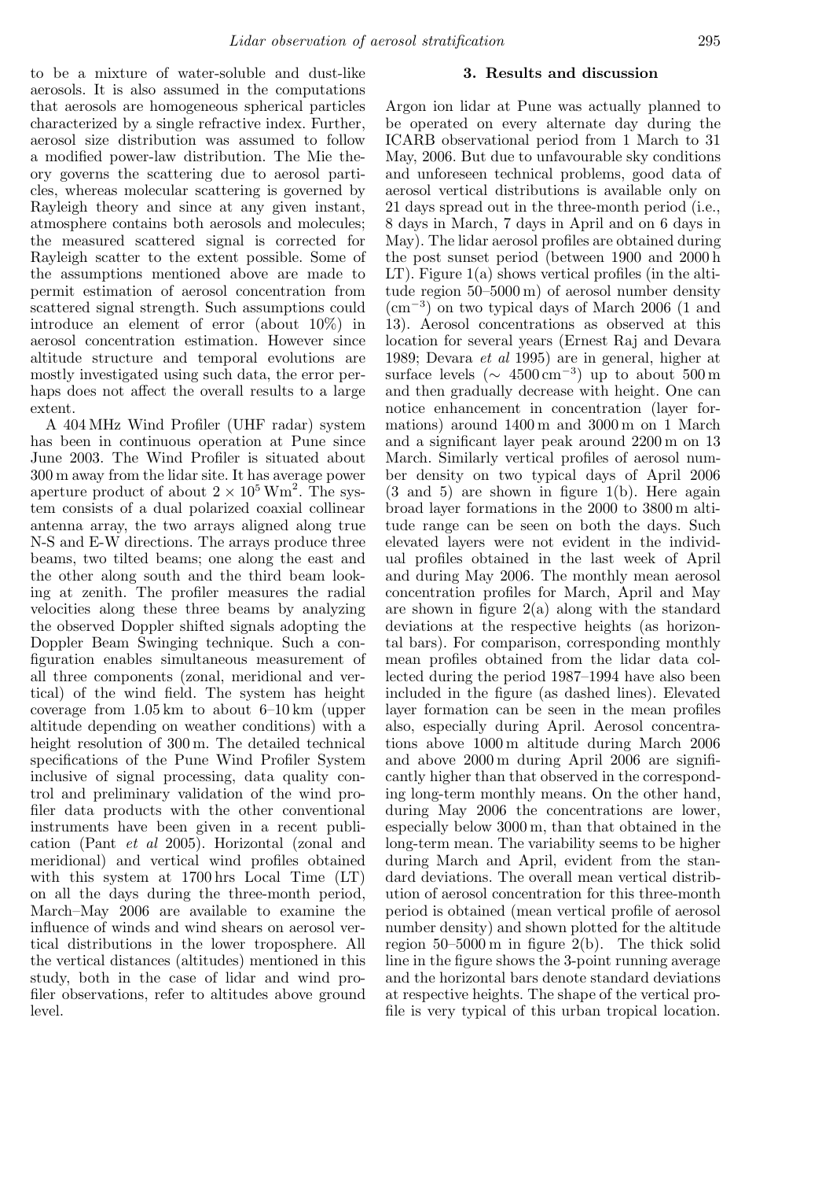to be a mixture of water-soluble and dust-like aerosols. It is also assumed in the computations that aerosols are homogeneous spherical particles characterized by a single refractive index. Further, aerosol size distribution was assumed to follow a modified power-law distribution. The Mie theory governs the scattering due to aerosol particles, whereas molecular scattering is governed by Rayleigh theory and since at any given instant, atmosphere contains both aerosols and molecules; the measured scattered signal is corrected for Rayleigh scatter to the extent possible. Some of the assumptions mentioned above are made to permit estimation of aerosol concentration from scattered signal strength. Such assumptions could introduce an element of error (about 10%) in aerosol concentration estimation. However since altitude structure and temporal evolutions are mostly investigated using such data, the error perhaps does not affect the overall results to a large extent.

A 404 MHz Wind Profiler (UHF radar) system has been in continuous operation at Pune since June 2003. The Wind Profiler is situated about 300 m away from the lidar site. It has average power aperture product of about $2 \times 10^5$ Wm$^2$. The system consists of a dual polarized coaxial collinear antenna array, the two arrays aligned along true N-S and E-W directions. The arrays produce three beams, two tilted beams; one along the east and the other along south and the third beam looking at zenith. The profiler measures the radial velocities along these three beams by analyzing the observed Doppler shifted signals adopting the Doppler Beam Swinging technique. Such a configuration enables simultaneous measurement of all three components (zonal, meridional and vertical) of the wind field. The system has height coverage from 1.05 km to about 6–10 km (upper altitude depending on weather conditions) with a height resolution of 300 m. The detailed technical specifications of the Pune Wind Profiler System inclusive of signal processing, data quality control and preliminary validation of the wind profiler data products with the other conventional instruments have been given in a recent publication (Pant *et al* 2005). Horizontal (zonal and meridional) and vertical wind profiles obtained with this system at 1700 hrs Local Time (LT) on all the days during the three-month period, March–May 2006 are available to examine the influence of winds and wind shears on aerosol vertical distributions in the lower troposphere. All the vertical distances (altitudes) mentioned in this study, both in the case of lidar and wind profiler observations, refer to altitudes above ground level.

## 3. Results and discussion

Argon ion lidar at Pune was actually planned to be operated on every alternate day during the ICARB observational period from 1 March to 31 May, 2006. But due to unfavourable sky conditions and unforeseen technical problems, good data of aerosol vertical distributions is available only on 21 days spread out in the three-month period (i.e., 8 days in March, 7 days in April and on 6 days in May). The lidar aerosol profiles are obtained during the post sunset period (between 1900 and 2000 h LT). Figure 1(a) shows vertical profiles (in the altitude region 50–5000 m) of aerosol number density (cm$^{-3}$) on two typical days of March 2006 (1 and 13). Aerosol concentrations as observed at this location for several years (Ernest Raj and Devara 1989; Devara *et al* 1995) are in general, higher at surface levels ($\sim$ 4500 cm$^{-3}$) up to about 500 m and then gradually decrease with height. One can notice enhancement in concentration (layer formations) around 1400 m and 3000 m on 1 March and a significant layer peak around 2200 m on 13 March. Similarly vertical profiles of aerosol number density on two typical days of April 2006 (3 and 5) are shown in figure 1(b). Here again broad layer formations in the 2000 to 3800 m altitude range can be seen on both the days. Such elevated layers were not evident in the individual profiles obtained in the last week of April and during May 2006. The monthly mean aerosol concentration profiles for March, April and May are shown in figure 2(a) along with the standard deviations at the respective heights (as horizontal bars). For comparison, corresponding monthly mean profiles obtained from the lidar data collected during the period 1987–1994 have also been included in the figure (as dashed lines). Elevated layer formation can be seen in the mean profiles also, especially during April. Aerosol concentrations above 1000 m altitude during March 2006 and above 2000 m during April 2006 are significantly higher than that observed in the corresponding long-term monthly means. On the other hand, during May 2006 the concentrations are lower, especially below 3000 m, than that obtained in the long-term mean. The variability seems to be higher during March and April, evident from the standard deviations. The overall mean vertical distribution of aerosol concentration for this three-month period is obtained (mean vertical profile of aerosol number density) and shown plotted for the altitude region 50–5000 m in figure 2(b). The thick solid line in the figure shows the 3-point running average and the horizontal bars denote standard deviations at respective heights. The shape of the vertical profile is very typical of this urban tropical location.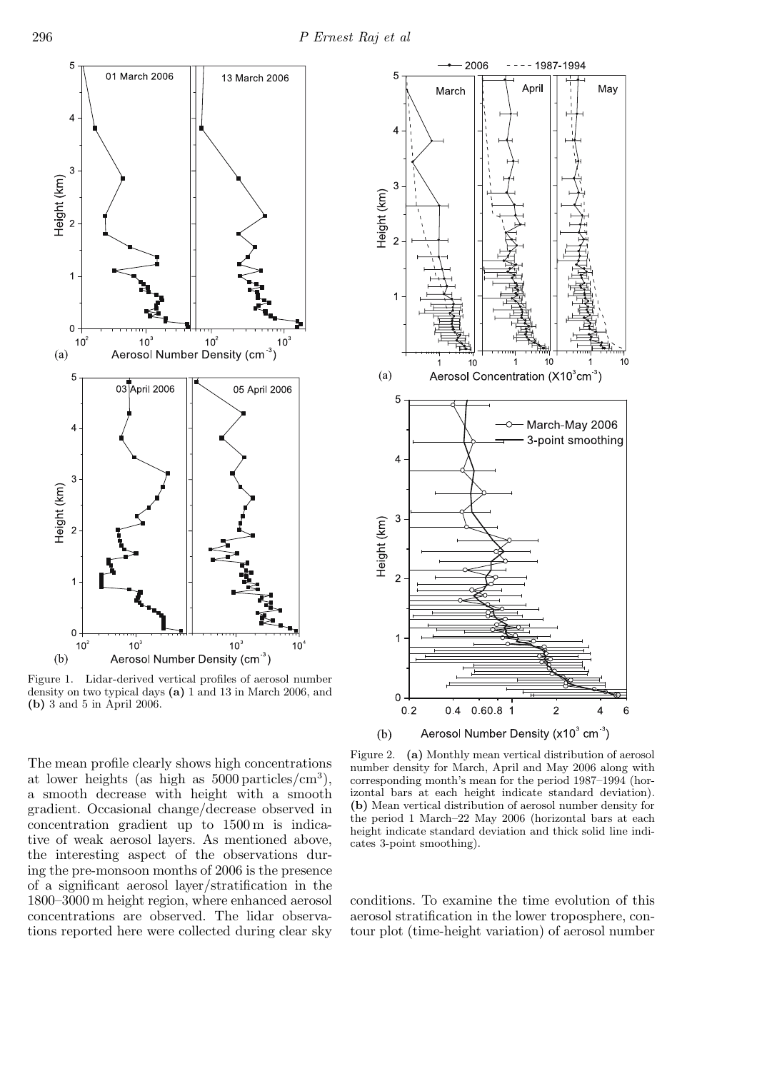Figure 1. Lidar-derived vertical profiles of aerosol number density on two typical days **(a)** 1 and 13 in March 2006, and **(b)** 3 and 5 in April 2006.

Figure 2. **(a)** Monthly mean vertical distribution of aerosol number density for March, April and May 2006 along with corresponding month's mean for the period 1987–1994 (horizontal bars at each height indicate standard deviation). **(b)** Mean vertical distribution of aerosol number density for the period 1 March–22 May 2006 (horizontal bars at each height indicate standard deviation and thick solid line indicates 3-point smoothing).

The mean profile clearly shows high concentrations at lower heights (as high as 5000 particles/cm$^3$), a smooth decrease with height with a smooth gradient. Occasional change/decrease observed in concentration gradient up to 1500 m is indicative of weak aerosol layers. As mentioned above, the interesting aspect of the observations during the pre-monsoon months of 2006 is the presence of a significant aerosol layer/stratification in the 1800–3000 m height region, where enhanced aerosol concentrations are observed. The lidar observations reported here were collected during clear sky conditions. To examine the time evolution of this aerosol stratification in the lower troposphere, contour plot (time-height variation) of aerosol number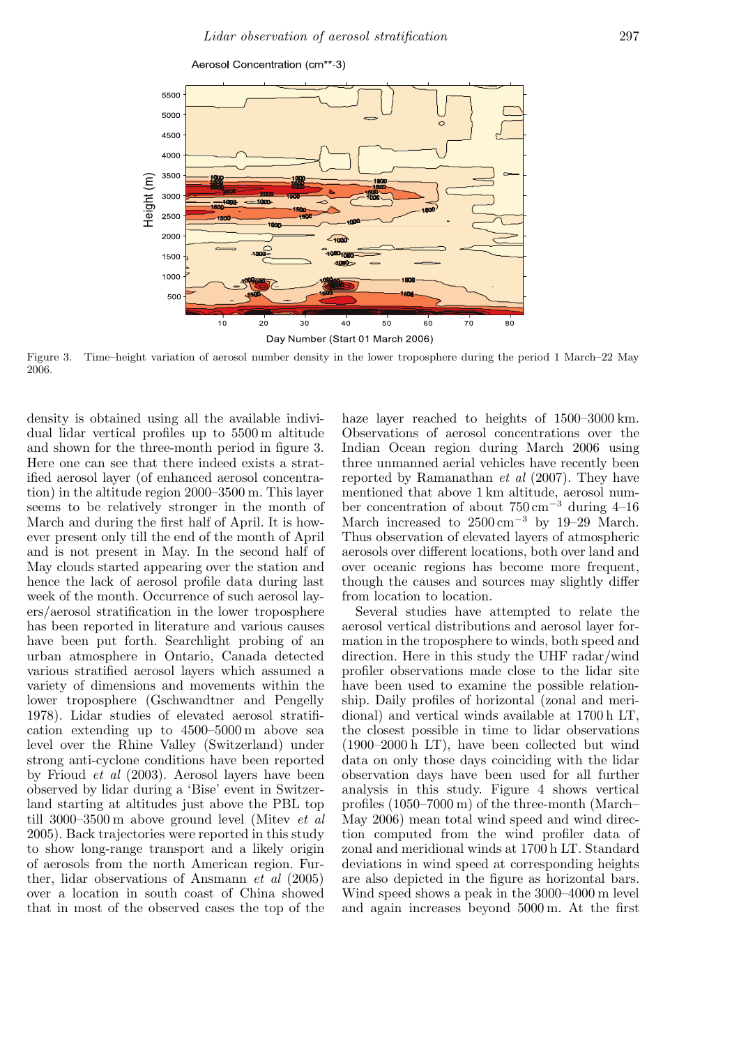Figure 3. Time–height variation of aerosol number density in the lower troposphere during the period 1 March–22 May 2006.

density is obtained using all the available individual lidar vertical profiles up to 5500 m altitude and shown for the three-month period in figure 3. Here one can see that there indeed exists a stratified aerosol layer (of enhanced aerosol concentration) in the altitude region 2000–3500 m. This layer seems to be relatively stronger in the month of March and during the first half of April. It is however present only till the end of the month of April and is not present in May. In the second half of May clouds started appearing over the station and hence the lack of aerosol profile data during last week of the month. Occurrence of such aerosol layers/aerosol stratification in the lower troposphere has been reported in literature and various causes have been put forth. Searchlight probing of an urban atmosphere in Ontario, Canada detected various stratified aerosol layers which assumed a variety of dimensions and movements within the lower troposphere (Gschwandtner and Pengelly 1978). Lidar studies of elevated aerosol stratification extending up to 4500–5000 m above sea level over the Rhine Valley (Switzerland) under strong anti-cyclone conditions have been reported by Frioud *et al* (2003). Aerosol layers have been observed by lidar during a 'Bise' event in Switzerland starting at altitudes just above the PBL top till 3000–3500 m above ground level (Mitev *et al* 2005). Back trajectories were reported in this study to show long-range transport and a likely origin of aerosols from the north American region. Further, lidar observations of Ansmann *et al* (2005) over a location in south coast of China showed that in most of the observed cases the top of the haze layer reached to heights of 1500–3000 km. Observations of aerosol concentrations over the Indian Ocean region during March 2006 using three unmanned aerial vehicles have recently been reported by Ramanathan *et al* (2007). They have mentioned that above 1 km altitude, aerosol number concentration of about 750 $\mathrm{cm^{-3}}$ during 4–16 March increased to 2500 $\mathrm{cm^{-3}}$ by 19–29 March. Thus observation of elevated layers of atmospheric aerosols over different locations, both over land and over oceanic regions has become more frequent, though the causes and sources may slightly differ from location to location.

Several studies have attempted to relate the aerosol vertical distributions and aerosol layer formation in the troposphere to winds, both speed and direction. Here in this study the UHF radar/wind profiler observations made close to the lidar site have been used to examine the possible relationship. Daily profiles of horizontal (zonal and meridional) and vertical winds available at 1700 h LT, the closest possible in time to lidar observations (1900–2000 h LT), have been collected but wind data on only those days coinciding with the lidar observation days have been used for all further analysis in this study. Figure 4 shows vertical profiles (1050–7000 m) of the three-month (March–May 2006) mean total wind speed and wind direction computed from the wind profiler data of zonal and meridional winds at 1700 h LT. Standard deviations in wind speed at corresponding heights are also depicted in the figure as horizontal bars. Wind speed shows a peak in the 3000–4000 m level and again increases beyond 5000 m. At the first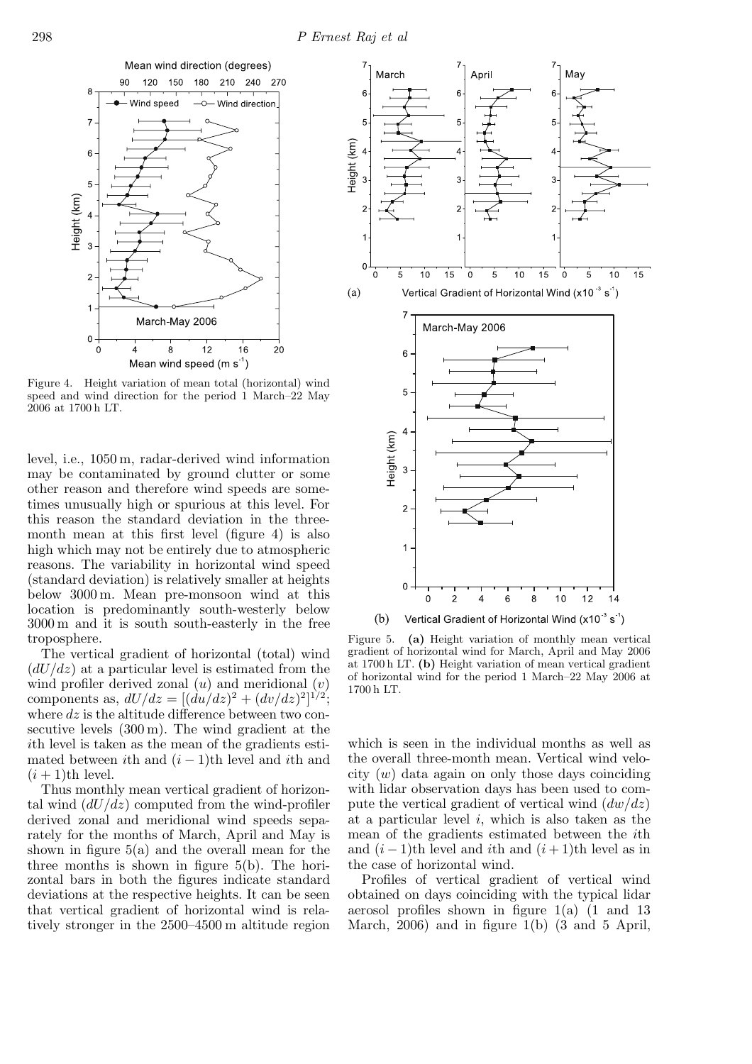Figure 4. Height variation of mean total (horizontal) wind speed and wind direction for the period 1 March–22 May 2006 at 1700 h LT.

level, i.e., 1050 m, radar-derived wind information may be contaminated by ground clutter or some other reason and therefore wind speeds are sometimes unusually high or spurious at this level. For this reason the standard deviation in the three-month mean at this first level (figure 4) is also high which may not be entirely due to atmospheric reasons. The variability in horizontal wind speed (standard deviation) is relatively smaller at heights below 3000 m. Mean pre-monsoon wind at this location is predominantly south-westerly below 3000 m and it is south south-easterly in the free troposphere.

The vertical gradient of horizontal (total) wind ($dU/dz$) at a particular level is estimated from the wind profiler derived zonal ($u$) and meridional ($v$) components as, $dU/dz = [(du/dz)^2 + (dv/dz)^2]^{1/2}$; where $dz$ is the altitude difference between two consecutive levels (300 m). The wind gradient at the $i$th level is taken as the mean of the gradients estimated between $i$th and $(i-1)$th level and $i$th and $(i+1)$th level.

Thus monthly mean vertical gradient of horizontal wind ($dU/dz$) computed from the wind-profiler derived zonal and meridional wind speeds separately for the months of March, April and May is shown in figure 5(a) and the overall mean for the three months is shown in figure 5(b). The horizontal bars in both the figures indicate standard deviations at the respective heights. It can be seen that vertical gradient of horizontal wind is relatively stronger in the 2500–4500 m altitude region which is seen in the individual months as well as the overall three-month mean. Vertical wind velocity ($w$) data again on only those days coinciding with lidar observation days has been used to compute the vertical gradient of vertical wind ($dw/dz$) at a particular level $i$, which is also taken as the mean of the gradients estimated between the $i$th and $(i-1)$th level and $i$th and $(i+1)$th level as in the case of horizontal wind.

Figure 5. **(a)** Height variation of monthly mean vertical gradient of horizontal wind for March, April and May 2006 at 1700 h LT. **(b)** Height variation of mean vertical gradient of horizontal wind for the period 1 March–22 May 2006 at 1700 h LT.

Profiles of vertical gradient of vertical wind obtained on days coinciding with the typical lidar aerosol profiles shown in figure 1(a) (1 and 13 March, 2006) and in figure 1(b) (3 and 5 April,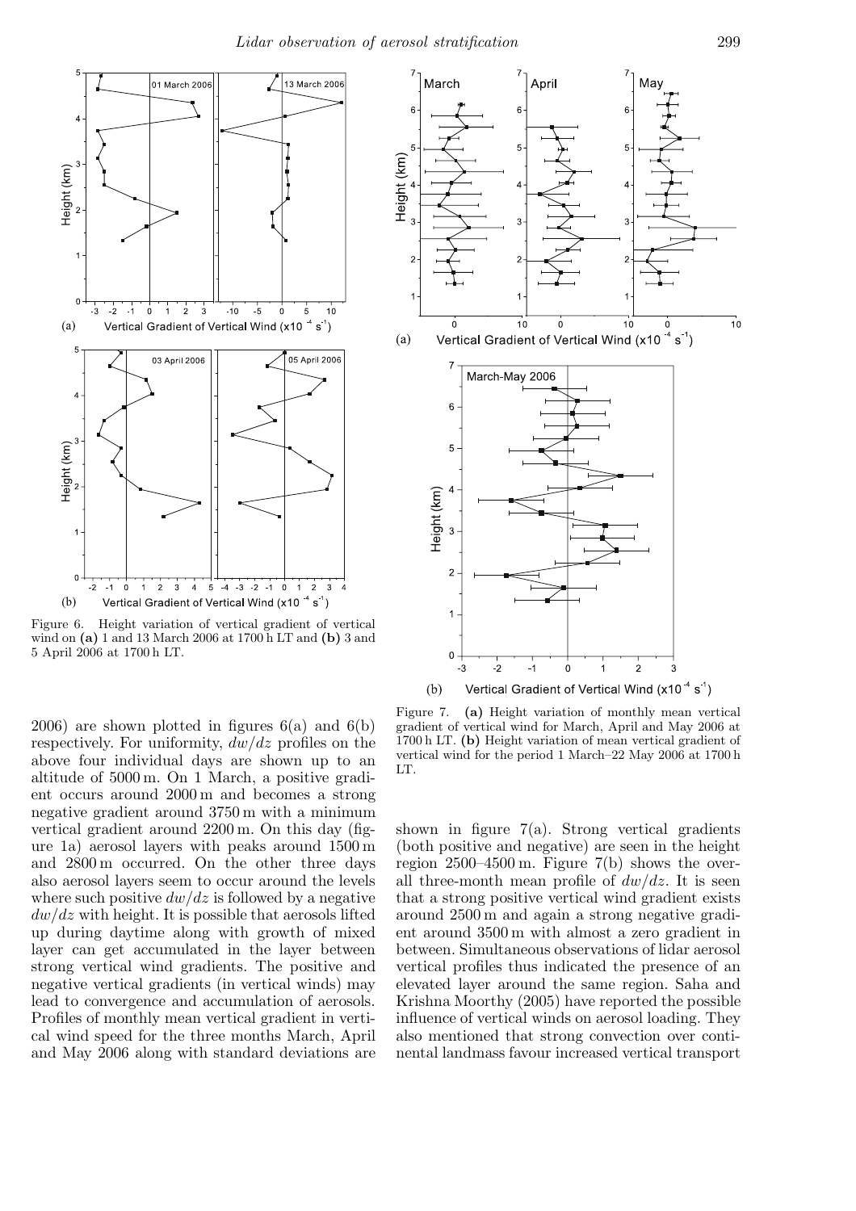Figure 6. Height variation of vertical gradient of vertical wind on **(a)** 1 and 13 March 2006 at 1700 h LT and **(b)** 3 and 5 April 2006 at 1700 h LT.

Figure 7. **(a)** Height variation of monthly mean vertical gradient of vertical wind for March, April and May 2006 at 1700 h LT. **(b)** Height variation of mean vertical gradient of vertical wind for the period 1 March–22 May 2006 at 1700 h LT.

2006) are shown plotted in figures 6(a) and 6(b) respectively. For uniformity, $dw/dz$ profiles on the above four individual days are shown up to an altitude of 5000 m. On 1 March, a positive gradient occurs around 2000 m and becomes a strong negative gradient around 3750 m with a minimum vertical gradient around 2200 m. On this day (figure 1a) aerosol layers with peaks around 1500 m and 2800 m occurred. On the other three days also aerosol layers seem to occur around the levels where such positive $dw/dz$ is followed by a negative $dw/dz$ with height. It is possible that aerosols lifted up during daytime along with growth of mixed layer can get accumulated in the layer between strong vertical wind gradients. The positive and negative vertical gradients (in vertical winds) may lead to convergence and accumulation of aerosols. Profiles of monthly mean vertical gradient in vertical wind speed for the three months March, April and May 2006 along with standard deviations are shown in figure 7(a). Strong vertical gradients (both positive and negative) are seen in the height region 2500–4500 m. Figure 7(b) shows the overall three-month mean profile of $dw/dz$. It is seen that a strong positive vertical wind gradient exists around 2500 m and again a strong negative gradient around 3500 m with almost a zero gradient in between. Simultaneous observations of lidar aerosol vertical profiles thus indicated the presence of an elevated layer around the same region. Saha and Krishna Moorthy (2005) have reported the possible influence of vertical winds on aerosol loading. They also mentioned that strong convection over continental landmass favour increased vertical transport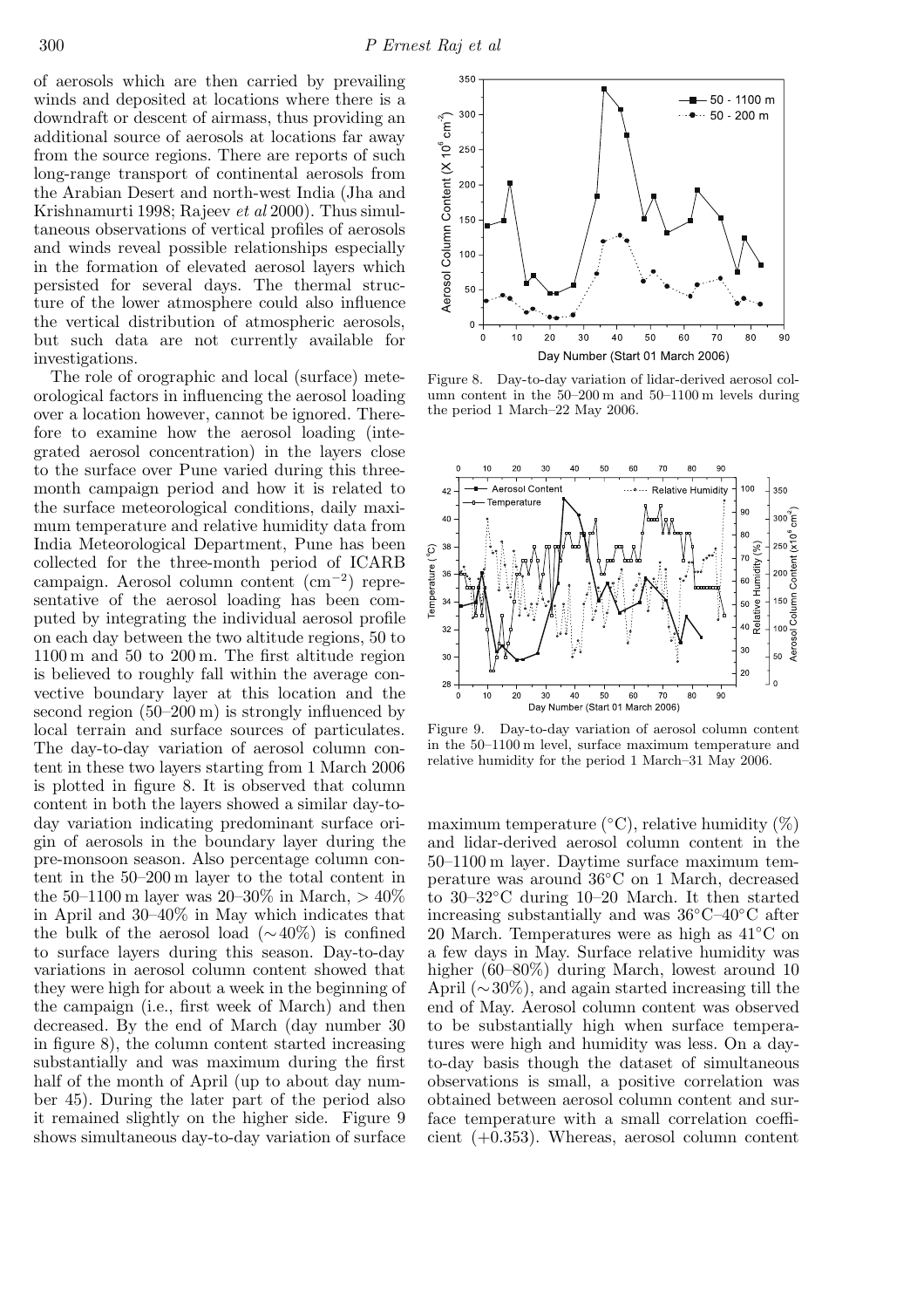of aerosols which are then carried by prevailing winds and deposited at locations where there is a downdraft or descent of airmass, thus providing an additional source of aerosols at locations far away from the source regions. There are reports of such long-range transport of continental aerosols from the Arabian Desert and north-west India (Jha and Krishnamurti 1998; Rajeev *et al* 2000). Thus simultaneous observations of vertical profiles of aerosols and winds reveal possible relationships especially in the formation of elevated aerosol layers which persisted for several days. The thermal structure of the lower atmosphere could also influence the vertical distribution of atmospheric aerosols, but such data are not currently available for investigations.

The role of orographic and local (surface) meteorological factors in influencing the aerosol loading over a location however, cannot be ignored. Therefore to examine how the aerosol loading (integrated aerosol concentration) in the layers close to the surface over Pune varied during this three-month campaign period and how it is related to the surface meteorological conditions, daily maximum temperature and relative humidity data from India Meteorological Department, Pune has been collected for the three-month period of ICARB campaign. Aerosol column content ($cm^{-2}$) representative of the aerosol loading has been computed by integrating the individual aerosol profile on each day between the two altitude regions, 50 to 1100 m and 50 to 200 m. The first altitude region is believed to roughly fall within the average convective boundary layer at this location and the second region (50–200 m) is strongly influenced by local terrain and surface sources of particulates. The day-to-day variation of aerosol column content in these two layers starting from 1 March 2006 is plotted in figure 8. It is observed that column content in both the layers showed a similar day-to-day variation indicating predominant surface origin of aerosols in the boundary layer during the pre-monsoon season. Also percentage column content in the 50–200 m layer to the total content in the 50–1100 m layer was 20–30% in March, > 40% in April and 30–40% in May which indicates that the bulk of the aerosol load (∼40%) is confined to surface layers during this season. Day-to-day variations in aerosol column content showed that they were high for about a week in the beginning of the campaign (i.e., first week of March) and then decreased. By the end of March (day number 30 in figure 8), the column content started increasing substantially and was maximum during the first half of the month of April (up to about day number 45). During the later part of the period also it remained slightly on the higher side. Figure 9 shows simultaneous day-to-day variation of surface maximum temperature (°C), relative humidity (%) and lidar-derived aerosol column content in the 50–1100 m layer. Daytime surface maximum temperature was around 36°C on 1 March, decreased to 30–32°C during 10–20 March. It then started increasing substantially and was 36°C–40°C after 20 March. Temperatures were as high as 41°C on a few days in May. Surface relative humidity was higher (60–80%) during March, lowest around 10 April (∼30%), and again started increasing till the end of May. Aerosol column content was observed to be substantially high when surface temperatures were high and humidity was less. On a day-to-day basis though the dataset of simultaneous observations is small, a positive correlation was obtained between aerosol column content and surface temperature with a small correlation coefficient (+0.353). Whereas, aerosol column content

Figure 8. Day-to-day variation of lidar-derived aerosol column content in the 50–200 m and 50–1100 m levels during the period 1 March–22 May 2006.

Figure 9. Day-to-day variation of aerosol column content in the 50–1100 m level, surface maximum temperature and relative humidity for the period 1 March–31 May 2006.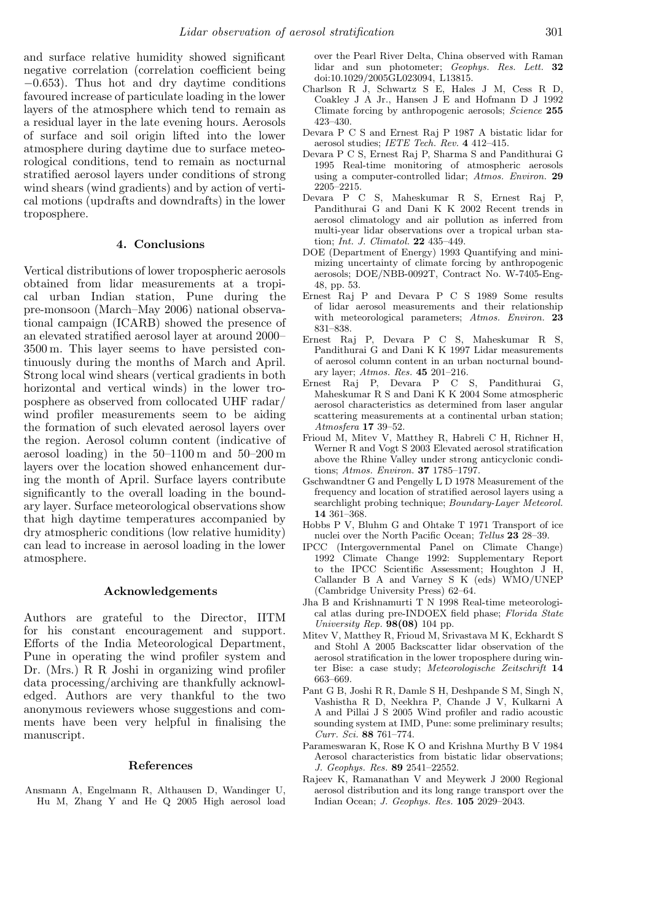and surface relative humidity showed significant negative correlation (correlation coefficient being −0.653). Thus hot and dry daytime conditions favoured increase of particulate loading in the lower layers of the atmosphere which tend to remain as a residual layer in the late evening hours. Aerosols of surface and soil origin lifted into the lower atmosphere during daytime due to surface meteorological conditions, tend to remain as nocturnal stratified aerosol layers under conditions of strong wind shears (wind gradients) and by action of vertical motions (updrafts and downdrafts) in the lower troposphere.

## 4. Conclusions

Vertical distributions of lower tropospheric aerosols obtained from lidar measurements at a tropical urban Indian station, Pune during the pre-monsoon (March–May 2006) national observational campaign (ICARB) showed the presence of an elevated stratified aerosol layer at around 2000–3500 m. This layer seems to have persisted continuously during the months of March and April. Strong local wind shears (vertical gradients in both horizontal and vertical winds) in the lower troposphere as observed from collocated UHF radar/wind profiler measurements seem to be aiding the formation of such elevated aerosol layers over the region. Aerosol column content (indicative of aerosol loading) in the 50–1100 m and 50–200 m layers over the location showed enhancement during the month of April. Surface layers contribute significantly to the overall loading in the boundary layer. Surface meteorological observations show that high daytime temperatures accompanied by dry atmospheric conditions (low relative humidity) can lead to increase in aerosol loading in the lower atmosphere.

## Acknowledgements

Authors are grateful to the Director, IITM for his constant encouragement and support. Efforts of the India Meteorological Department, Pune in operating the wind profiler system and Dr. (Mrs.) R R Joshi in organizing wind profiler data processing/archiving are thankfully acknowledged. Authors are very thankful to the two anonymous reviewers whose suggestions and comments have been very helpful in finalising the manuscript.

## References

Ansmann A, Engelmann R, Althausen D, Wandinger U, Hu M, Zhang Y and He Q 2005 High aerosol load over the Pearl River Delta, China observed with Raman lidar and sun photometer; *Geophys. Res. Lett.* **32** doi:10.1029/2005GL023094, L13815.

Charlson R J, Schwartz S E, Hales J M, Cess R D, Coakley J A Jr., Hansen J E and Hofmann D J 1992 Climate forcing by anthropogenic aerosols; *Science* **255** 423–430.

Devara P C S and Ernest Raj P 1987 A bistatic lidar for aerosol studies; *IETE Tech. Rev.* **4** 412–415.

Devara P C S, Ernest Raj P, Sharma S and Pandithurai G 1995 Real-time monitoring of atmospheric aerosols using a computer-controlled lidar; *Atmos. Environ.* **29** 2205–2215.

Devara P C S, Maheskumar R S, Ernest Raj P, Pandithurai G and Dani K K 2002 Recent trends in aerosol climatology and air pollution as inferred from multi-year lidar observations over a tropical urban station; *Int. J. Climatol.* **22** 435–449.

DOE (Department of Energy) 1993 Quantifying and minimizing uncertainty of climate forcing by anthropogenic aerosols; DOE/NBB-0092T, Contract No. W-7405-Eng-48, pp. 53.

Ernest Raj P and Devara P C S 1989 Some results of lidar aerosol measurements and their relationship with meteorological parameters; *Atmos. Environ.* **23** 831–838.

Ernest Raj P, Devara P C S, Maheskumar R S, Pandithurai G and Dani K K 1997 Lidar measurements of aerosol column content in an urban nocturnal boundary layer; *Atmos. Res.* **45** 201–216.

Ernest Raj P, Devara P C S, Pandithurai G, Maheskumar R S and Dani K K 2004 Some atmospheric aerosol characteristics as determined from laser angular scattering measurements at a continental urban station; *Atmosfera* **17** 39–52.

Frioud M, Mitev V, Matthey R, Habreli C H, Richner H, Werner R and Vogt S 2003 Elevated aerosol stratification above the Rhine Valley under strong anticyclonic conditions; *Atmos. Environ.* **37** 1785–1797.

Gschwandtner G and Pengelly L D 1978 Measurement of the frequency and location of stratified aerosol layers using a searchlight probing technique; *Boundary-Layer Meteorol.* **14** 361–368.

Hobbs P V, Bluhm G and Ohtake T 1971 Transport of ice nuclei over the North Pacific Ocean; *Tellus* **23** 28–39.

IPCC (Intergovernmental Panel on Climate Change) 1992 Climate Change 1992: Supplementary Report to the IPCC Scientific Assessment; Houghton J H, Callander B A and Varney S K (eds) WMO/UNEP (Cambridge University Press) 62–64.

Jha B and Krishnamurti T N 1998 Real-time meteorological atlas during pre-INDOEX field phase; *Florida State University Rep.* **98(08)** 104 pp.

Mitev V, Matthey R, Frioud M, Srivastava M K, Eckhardt S and Stohl A 2005 Backscatter lidar observation of the aerosol stratification in the lower troposphere during winter Bise: a case study; *Meteorologische Zeitschrift* **14** 663–669.

Pant G B, Joshi R R, Damle S H, Deshpande S M, Singh N, Vashistha R D, Neekhra P, Chande J V, Kulkarni A A and Pillai J S 2005 Wind profiler and radio acoustic sounding system at IMD, Pune: some preliminary results; *Curr. Sci.* **88** 761–774.

Parameswaran K, Rose K O and Krishna Murthy B V 1984 Aerosol characteristics from bistatic lidar observations; *J. Geophys. Res.* **89** 2541–22552.

Rajeev K, Ramanathan V and Meywerk J 2000 Regional aerosol distribution and its long range transport over the Indian Ocean; *J. Geophys. Res.* **105** 2029–2043.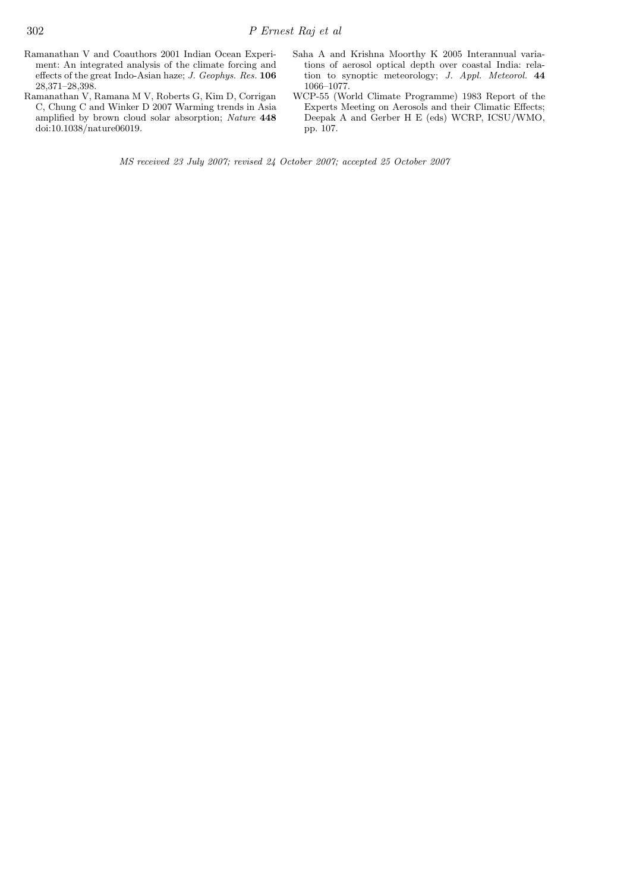Ramanathan V and Coauthors 2001 Indian Ocean Experiment: An integrated analysis of the climate forcing and effects of the great Indo-Asian haze; *J. Geophys. Res.* **106** 28,371–28,398.

Ramanathan V, Ramana M V, Roberts G, Kim D, Corrigan C, Chung C and Winker D 2007 Warming trends in Asia amplified by brown cloud solar absorption; *Nature* **448** doi:10.1038/nature06019.

Saha A and Krishna Moorthy K 2005 Interannual variations of aerosol optical depth over coastal India: relation to synoptic meteorology; *J. Appl. Meteorol.* **44** 1066–1077.

WCP-55 (World Climate Programme) 1983 Report of the Experts Meeting on Aerosols and their Climatic Effects; Deepak A and Gerber H E (eds) WCRP, ICSU/WMO, pp. 107.

*MS received 23 July 2007; revised 24 October 2007; accepted 25 October 2007*